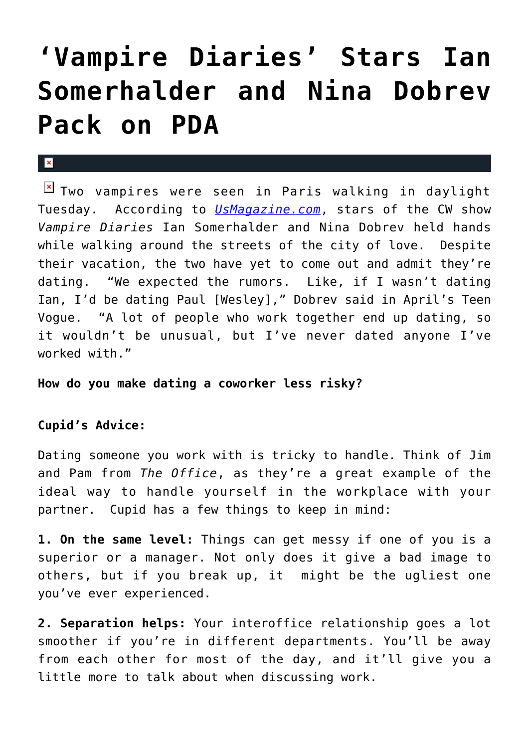# ‘Vampire Diaries’ Stars Ian Somerhalder and Nina Dobrev Pack on PDA

Two vampires were seen in Paris walking in daylight Tuesday. According to [UsMagazine.com](UsMagazine.com), stars of the CW show *Vampire Diaries* Ian Somerhalder and Nina Dobrev held hands while walking around the streets of the city of love. Despite their vacation, the two have yet to come out and admit they’re dating. “We expected the rumors. Like, if I wasn’t dating Ian, I’d be dating Paul [Wesley],” Dobrev said in April’s Teen Vogue. “A lot of people who work together end up dating, so it wouldn’t be unusual, but I’ve never dated anyone I’ve worked with.”

**How do you make dating a coworker less risky?**

**Cupid’s Advice:**

Dating someone you work with is tricky to handle. Think of Jim and Pam from *The Office*, as they’re a great example of the ideal way to handle yourself in the workplace with your partner. Cupid has a few things to keep in mind:

**1. On the same level:** Things can get messy if one of you is a superior or a manager. Not only does it give a bad image to others, but if you break up, it might be the ugliest one you’ve ever experienced.

**2. Separation helps:** Your interoffice relationship goes a lot smoother if you’re in different departments. You’ll be away from each other for most of the day, and it’ll give you a little more to talk about when discussing work.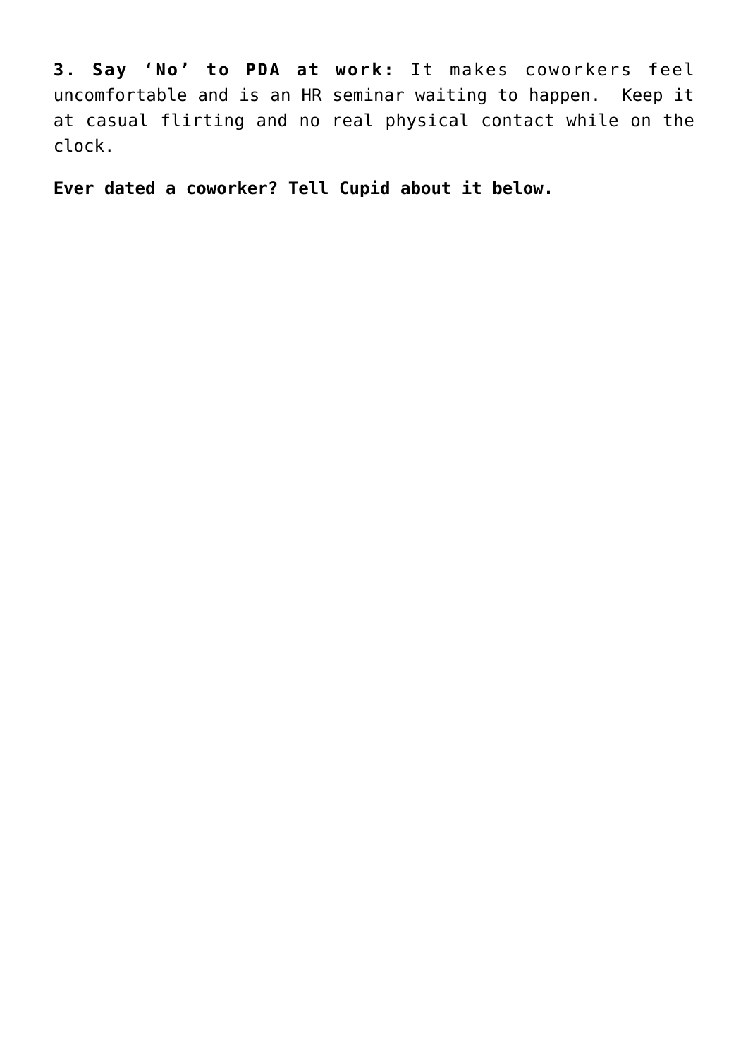**3. Say 'No' to PDA at work:** It makes coworkers feel uncomfortable and is an HR seminar waiting to happen. Keep it at casual flirting and no real physical contact while on the clock.

**Ever dated a coworker? Tell Cupid about it below.**